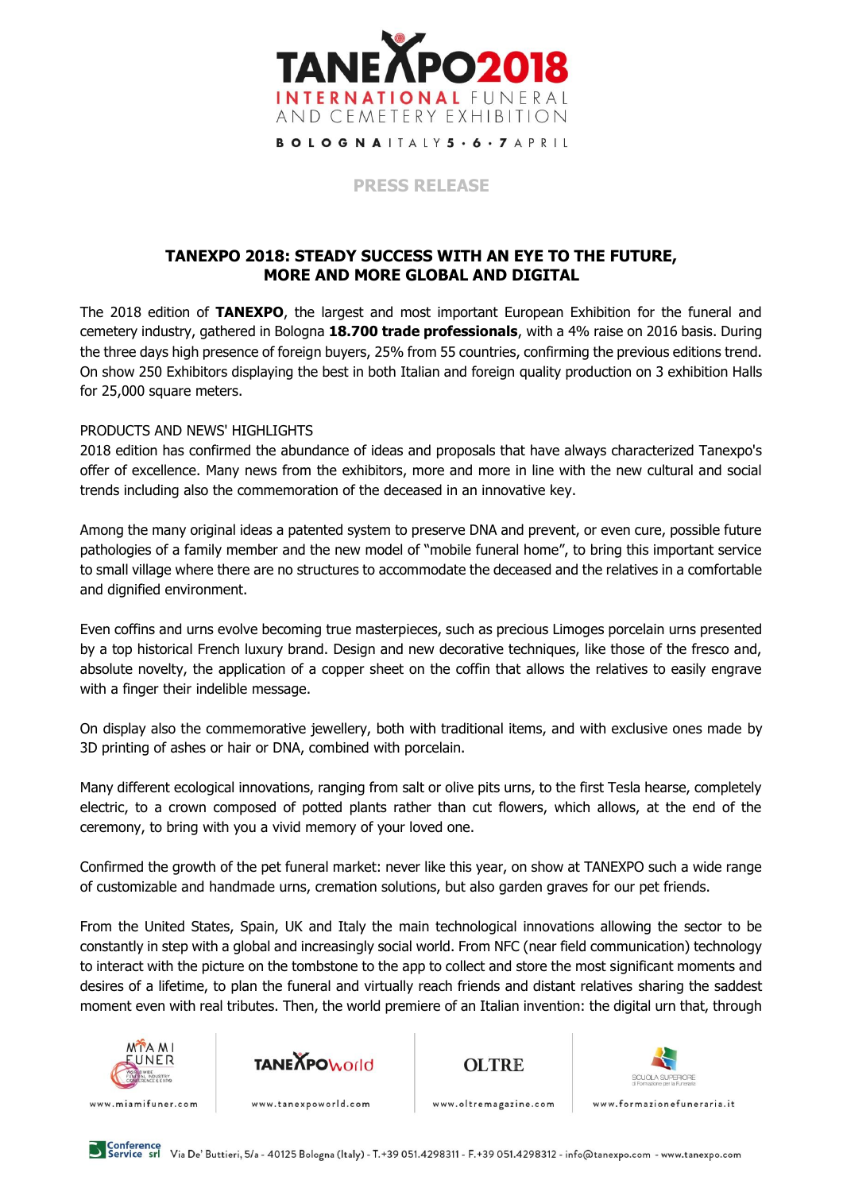# TANEXPO2018

INTERNATIONAL FUNERAL AND CEMETERY EXHIBITION

BOLOGNA ITALY 5 • 6 • 7 APRIL

PRESS RELEASE

## TANEXPO 2018: STEADY SUCCESS WITH AN EYE TO THE FUTURE, MORE AND MORE GLOBAL AND DIGITAL

The 2018 edition of **TANEXPO**, the largest and most important European Exhibition for the funeral and cemetery industry, gathered in Bologna **18.700 trade professionals**, with a 4% raise on 2016 basis. During the three days high presence of foreign buyers, 25% from 55 countries, confirming the previous editions trend. On show 250 Exhibitors displaying the best in both Italian and foreign quality production on 3 exhibition Halls for 25,000 square meters.

PRODUCTS AND NEWS' HIGHLIGHTS

2018 edition has confirmed the abundance of ideas and proposals that have always characterized Tanexpo's offer of excellence. Many news from the exhibitors, more and more in line with the new cultural and social trends including also the commemoration of the deceased in an innovative key.

Among the many original ideas a patented system to preserve DNA and prevent, or even cure, possible future pathologies of a family member and the new model of "mobile funeral home", to bring this important service to small village where there are no structures to accommodate the deceased and the relatives in a comfortable and dignified environment.

Even coffins and urns evolve becoming true masterpieces, such as precious Limoges porcelain urns presented by a top historical French luxury brand. Design and new decorative techniques, like those of the fresco and, absolute novelty, the application of a copper sheet on the coffin that allows the relatives to easily engrave with a finger their indelible message.

On display also the commemorative jewellery, both with traditional items, and with exclusive ones made by 3D printing of ashes or hair or DNA, combined with porcelain.

Many different ecological innovations, ranging from salt or olive pits urns, to the first Tesla hearse, completely electric, to a crown composed of potted plants rather than cut flowers, which allows, at the end of the ceremony, to bring with you a vivid memory of your loved one.

Confirmed the growth of the pet funeral market: never like this year, on show at TANEXPO such a wide range of customizable and handmade urns, cremation solutions, but also garden graves for our pet friends.

From the United States, Spain, UK and Italy the main technological innovations allowing the sector to be constantly in step with a global and increasingly social world. From NFC (near field communication) technology to interact with the picture on the tombstone to the app to collect and store the most significant moments and desires of a lifetime, to plan the funeral and virtually reach friends and distant relatives sharing the saddest moment even with real tributes. Then, the world premiere of an Italian invention: the digital urn that, through

www.miamifuner.com | www.tanexpoworld.com | www.oltremagazine.com | www.formazionefuneraria.it

Conference Service srl Via De' Buttieri, 5/a - 40125 Bologna (Italy) - T.+39 051.4298311 - F.+39 051.4298312 - info@tanexpo.com - www.tanexpo.com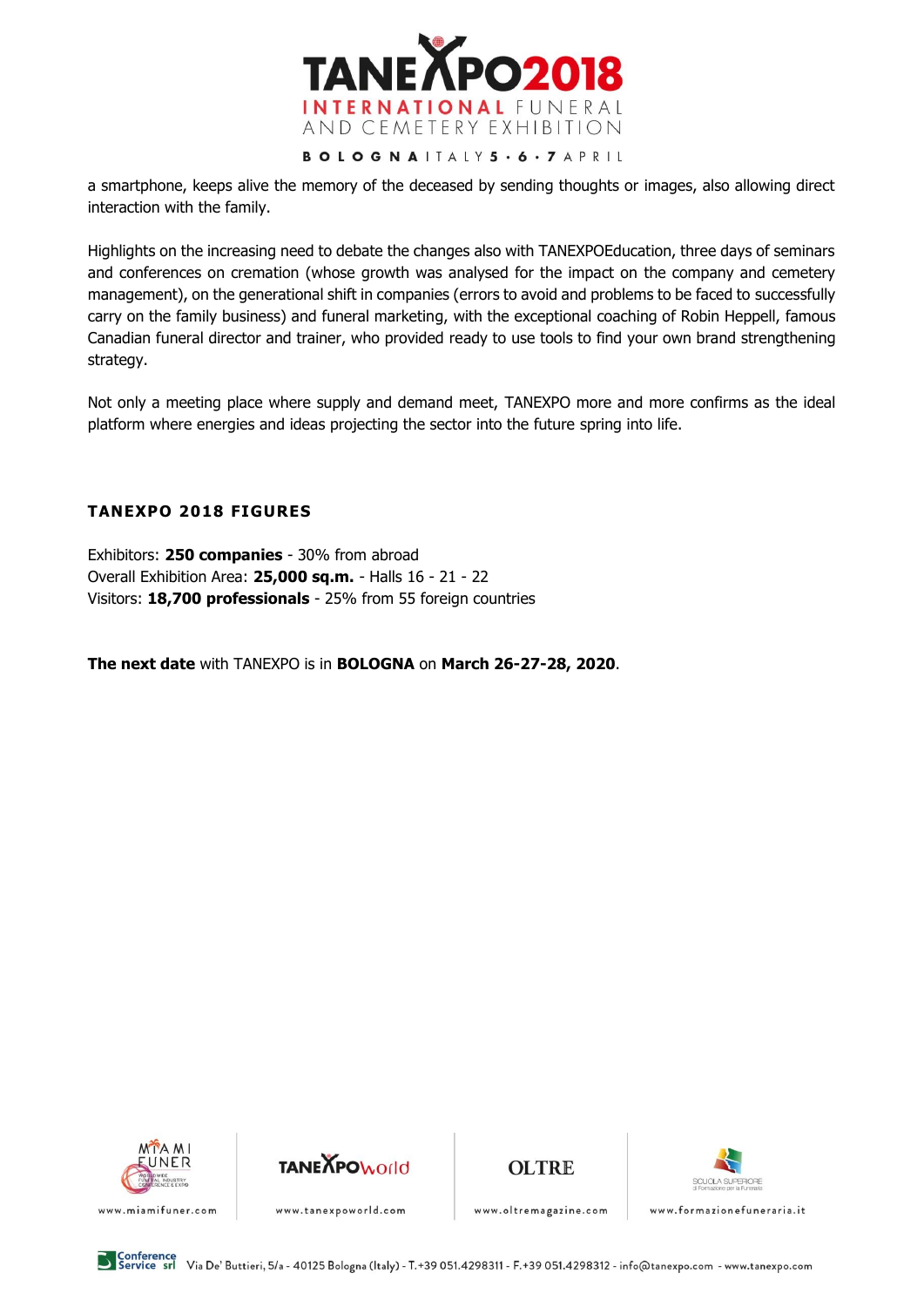a smartphone, keeps alive the memory of the deceased by sending thoughts or images, also allowing direct interaction with the family.

Highlights on the increasing need to debate the changes also with TANEXPOEducation, three days of seminars and conferences on cremation (whose growth was analysed for the impact on the company and cemetery management), on the generational shift in companies (errors to avoid and problems to be faced to successfully carry on the family business) and funeral marketing, with the exceptional coaching of Robin Heppell, famous Canadian funeral director and trainer, who provided ready to use tools to find your own brand strengthening strategy.

Not only a meeting place where supply and demand meet, TANEXPO more and more confirms as the ideal platform where energies and ideas projecting the sector into the future spring into life.

**TANEXPO 2018 FIGURES**

Exhibitors: **250 companies** - 30% from abroad
Overall Exhibition Area: **25,000 sq.m.** - Halls 16 - 21 - 22
Visitors: **18,700 professionals** - 25% from 55 foreign countries

**The next date** with TANEXPO is in **BOLOGNA** on **March 26-27-28, 2020**.